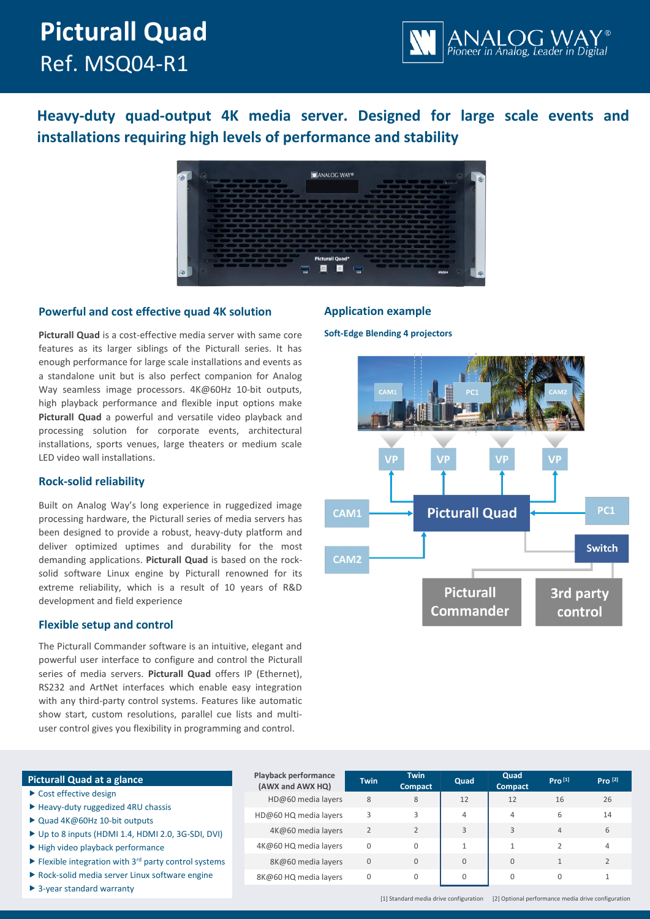# Picturall Quad

Ref. MSQ04-R1

## Heavy-duty quad-output 4K media server. Designed for large scale events and installations requiring high levels of performance and stability

### Powerful and cost effective quad 4K solution

**Picturall Quad** is a cost-effective media server with same core features as its larger siblings of the Picturall series. It has enough performance for large scale installations and events as a standalone unit but is also perfect companion for Analog Way seamless image processors. 4K@60Hz 10-bit outputs, high playback performance and flexible input options make **Picturall Quad** a powerful and versatile video playback and processing solution for corporate events, architectural installations, sports venues, large theaters or medium scale LED video wall installations.

### Rock-solid reliability

Built on Analog Way's long experience in ruggedized image processing hardware, the Picturall series of media servers has been designed to provide a robust, heavy-duty platform and deliver optimized uptimes and durability for the most demanding applications. **Picturall Quad** is based on the rock-solid software Linux engine by Picturall renowned for its extreme reliability, which is a result of 10 years of R&D development and field experience

### Flexible setup and control

The Picturall Commander software is an intuitive, elegant and powerful user interface to configure and control the Picturall series of media servers. **Picturall Quad** offers IP (Ethernet), RS232 and ArtNet interfaces which enable easy integration with any third-party control systems. Features like automatic show start, custom resolutions, parallel cue lists and multi-user control gives you flexibility in programming and control.

### Application example

**Soft-Edge Blending 4 projectors**

CAM1 · PC1 · CAM2 · VP · VP · VP · VP · CAM1 · Picturall Quad · PC1 · CAM2 · Switch · Picturall Commander · 3rd party control

### Picturall Quad at a glance

- Cost effective design
- Heavy-duty ruggedized 4RU chassis
- Quad 4K@60Hz 10-bit outputs
- Up to 8 inputs (HDMI 1.4, HDMI 2.0, 3G-SDI, DVI)
- High video playback performance
- Flexible integration with 3rd party control systems
- Rock-solid media server Linux software engine
- 3-year standard warranty

| Playback performance (AWX and AWX HQ) | Twin | Twin Compact | Quad | Quad Compact | Pro [1] | Pro [2] |
|---|---|---|---|---|---|---|
| HD@60 media layers | 8 | 8 | 12 | 12 | 16 | 26 |
| HD@60 HQ media layers | 3 | 3 | 4 | 4 | 6 | 14 |
| 4K@60 media layers | 2 | 2 | 3 | 3 | 4 | 6 |
| 4K@60 HQ media layers | 0 | 0 | 1 | 1 | 2 | 4 |
| 8K@60 media layers | 0 | 0 | 0 | 0 | 1 | 2 |
| 8K@60 HQ media layers | 0 | 0 | 0 | 0 | 0 | 1 |

[1] Standard media drive configuration [2] Optional performance media drive configuration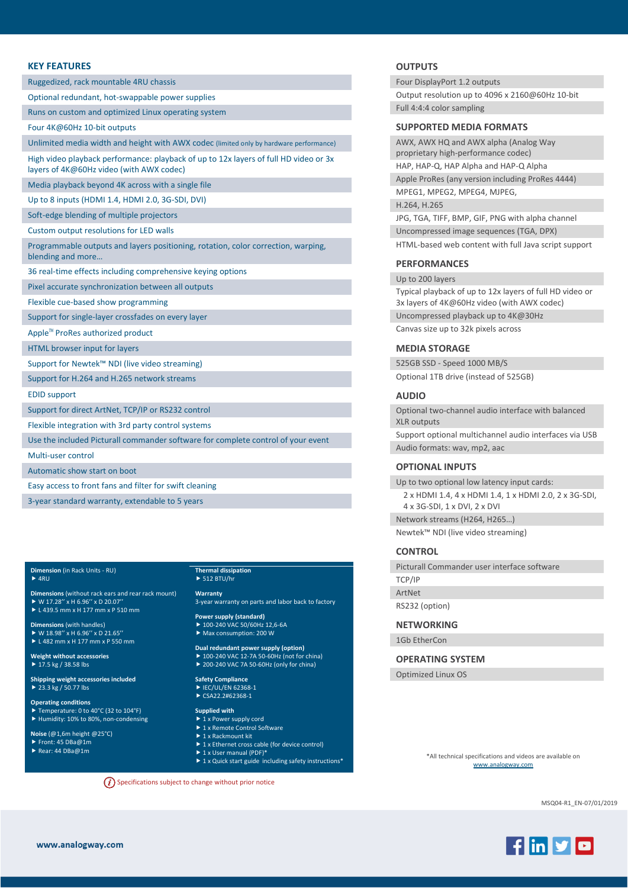## KEY FEATURES

- Ruggedized, rack mountable 4RU chassis
- Optional redundant, hot-swappable power supplies
- Runs on custom and optimized Linux operating system
- Four 4K@60Hz 10-bit outputs
- Unlimited media width and height with AWX codec (limited only by hardware performance)
- High video playback performance: playback of up to 12x layers of full HD video or 3x layers of 4K@60Hz video (with AWX codec)
- Media playback beyond 4K across with a single file
- Up to 8 inputs (HDMI 1.4, HDMI 2.0, 3G-SDI, DVI)
- Soft-edge blending of multiple projectors
- Custom output resolutions for LED walls
- Programmable outputs and layers positioning, rotation, color correction, warping, blending and more…
- 36 real-time effects including comprehensive keying options
- Pixel accurate synchronization between all outputs
- Flexible cue-based show programming
- Support for single-layer crossfades on every layer
- Apple™ ProRes authorized product
- HTML browser input for layers
- Support for Newtek™ NDI (live video streaming)
- Support for H.264 and H.265 network streams
- EDID support
- Support for direct ArtNet, TCP/IP or RS232 control
- Flexible integration with 3rd party control systems
- Use the included Picturall commander software for complete control of your event
- Multi-user control
- Automatic show start on boot
- Easy access to front fans and filter for swift cleaning
- 3-year standard warranty, extendable to 5 years

**Dimension** (in Rack Units - RU)
- 4RU

**Dimensions** (without rack ears and rear rack mount)
- W 17.28'' x H 6.96'' x D 20.07''
- L 439.5 mm x H 177 mm x P 510 mm

**Dimensions** (with handles)
- W 18.98'' x H 6.96'' x D 21.65''
- L 482 mm x H 177 mm x P 550 mm

**Weight without accessories**
- 17.5 kg / 38.58 lbs

**Shipping weight accessories included**
- 23.3 kg / 50.77 lbs

**Operating conditions**
- Temperature: 0 to 40°C (32 to 104°F)
- Humidity: 10% to 80%, non-condensing

**Noise** (@1,6m height @25°C)
- Front: 45 DBa@1m
- Rear: 44 DBa@1m

**Thermal dissipation**
- 512 BTU/hr

**Warranty**
3-year warranty on parts and labor back to factory

**Power supply (standard)**
- 100-240 VAC 50/60Hz 12,6-6A
- Max consumption: 200 W

**Dual redundant power supply (option)**
- 100-240 VAC 12-7A 50-60Hz (not for china)
- 200-240 VAC 7A 50-60Hz (only for china)

**Safety Compliance**
- IEC/UL/EN 62368-1
- CSA22.2#62368-1

**Supplied with**
- 1 x Power supply cord
- 1 x Remote Control Software
- 1 x Rackmount kit
- 1 x Ethernet cross cable (for device control)
- 1 x User manual (PDF)*
- 1 x Quick start guide including safety instructions*

Specifications subject to change without prior notice

## OUTPUTS

- Four DisplayPort 1.2 outputs
- Output resolution up to 4096 x 2160@60Hz 10-bit
- Full 4:4:4 color sampling

## SUPPORTED MEDIA FORMATS

- AWX, AWX HQ and AWX alpha (Analog Way proprietary high-performance codec)
- HAP, HAP-Q, HAP Alpha and HAP-Q Alpha
- Apple ProRes (any version including ProRes 4444)
- MPEG1, MPEG2, MPEG4, MJPEG,
- H.264, H.265
- JPG, TGA, TIFF, BMP, GIF, PNG with alpha channel
- Uncompressed image sequences (TGA, DPX)
- HTML-based web content with full Java script support

## PERFORMANCES

- Up to 200 layers
- Typical playback of up to 12x layers of full HD video or 3x layers of 4K@60Hz video (with AWX codec)
- Uncompressed playback up to 4K@30Hz
- Canvas size up to 32k pixels across

## MEDIA STORAGE

- 525GB SSD - Speed 1000 MB/S
- Optional 1TB drive (instead of 525GB)

## AUDIO

- Optional two-channel audio interface with balanced XLR outputs
- Support optional multichannel audio interfaces via USB
- Audio formats: wav, mp2, aac

## OPTIONAL INPUTS

- Up to two optional low latency input cards:
  2 x HDMI 1.4, 4 x HDMI 1.4, 1 x HDMI 2.0, 2 x 3G-SDI, 4 x 3G-SDI, 1 x DVI, 2 x DVI
- Network streams (H264, H265…)
- Newtek™ NDI (live video streaming)

## CONTROL

- Picturall Commander user interface software
- TCP/IP
- ArtNet
- RS232 (option)

## NETWORKING

- 1Gb EtherCon

## OPERATING SYSTEM

- Optimized Linux OS

*All technical specifications and videos are available on www.analogway.com

MSQ04-R1_EN-07/01/2019

www.analogway.com